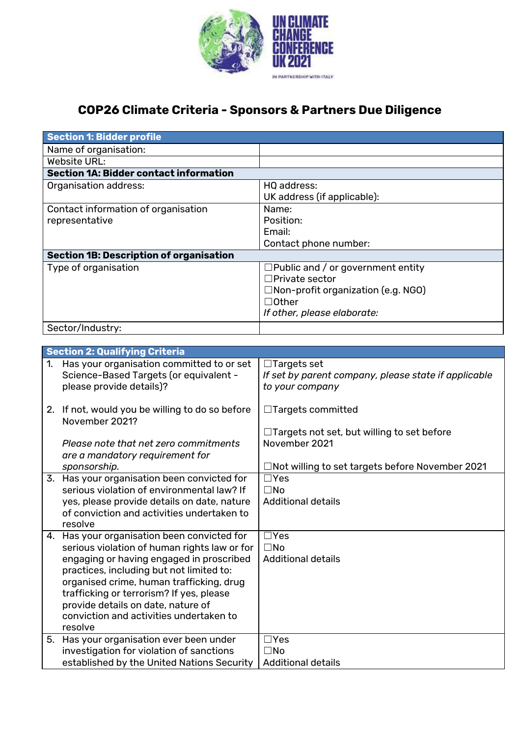UN CLIMATE CHANGE CONFERENCE UK 2021

IN PARTNERSHIP WITH ITALY

# COP26 Climate Criteria - Sponsors & Partners Due Diligence

| **Section 1: Bidder profile** | |
|---|---|
| Name of organisation: | |
| Website URL: | |
| **Section 1A: Bidder contact information** | |
| Organisation address: | HQ address:<br>UK address (if applicable): |
| Contact information of organisation representative | Name:<br>Position:<br>Email:<br>Contact phone number: |
| **Section 1B: Description of organisation** | |
| Type of organisation | ☐Public and / or government entity<br>☐Private sector<br>☐Non-profit organization (e.g. NGO)<br>☐Other<br>*If other, please elaborate:* |
| Sector/Industry: | |

| **Section 2: Qualifying Criteria** | |
|---|---|
| 1. Has your organisation committed to or set Science-Based Targets (or equivalent - please provide details)?<br><br>2. If not, would you be willing to do so before November 2021?<br><br>*Please note that net zero commitments are a mandatory requirement for sponsorship.* | ☐Targets set<br>*If set by parent company, please state if applicable to your company*<br><br>☐Targets committed<br><br>☐Targets not set, but willing to set before November 2021<br><br>☐Not willing to set targets before November 2021 |
| 3. Has your organisation been convicted for serious violation of environmental law? If yes, please provide details on date, nature of conviction and activities undertaken to resolve | ☐Yes<br>☐No<br>Additional details |
| 4. Has your organisation been convicted for serious violation of human rights law or for engaging or having engaged in proscribed practices, including but not limited to: organised crime, human trafficking, drug trafficking or terrorism? If yes, please provide details on date, nature of conviction and activities undertaken to resolve | ☐Yes<br>☐No<br>Additional details |
| 5. Has your organisation ever been under investigation for violation of sanctions established by the United Nations Security | ☐Yes<br>☐No<br>Additional details |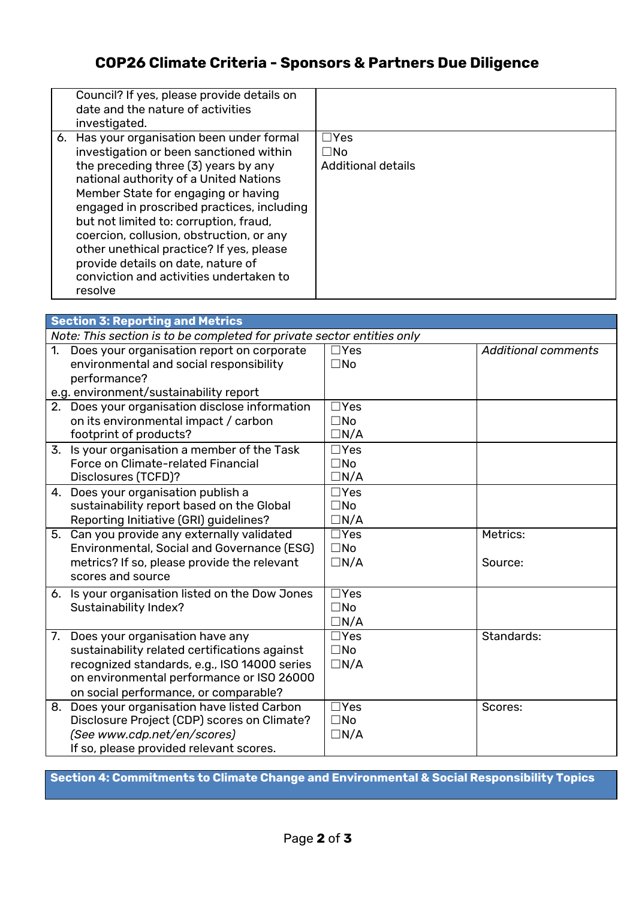## COP26 Climate Criteria - Sponsors & Partners Due Diligence

| | |
|---|---|
| Council? If yes, please provide details on date and the nature of activities investigated. | |
| 6. Has your organisation been under formal investigation or been sanctioned within the preceding three (3) years by any national authority of a United Nations Member State for engaging or having engaged in proscribed practices, including but not limited to: corruption, fraud, coercion, collusion, obstruction, or any other unethical practice? If yes, please provide details on date, nature of conviction and activities undertaken to resolve | ☐Yes<br>☐No<br>Additional details |

| **Section 3: Reporting and Metrics** | | |
|---|---|---|
| *Note: This section is to be completed for private sector entities only* | | |
| 1. Does your organisation report on corporate environmental and social responsibility performance?<br>e.g. environment/sustainability report | ☐Yes<br>☐No | *Additional comments* |
| 2. Does your organisation disclose information on its environmental impact / carbon footprint of products? | ☐Yes<br>☐No<br>☐N/A | |
| 3. Is your organisation a member of the Task Force on Climate-related Financial Disclosures (TCFD)? | ☐Yes<br>☐No<br>☐N/A | |
| 4. Does your organisation publish a sustainability report based on the Global Reporting Initiative (GRI) guidelines? | ☐Yes<br>☐No<br>☐N/A | |
| 5. Can you provide any externally validated Environmental, Social and Governance (ESG) metrics? If so, please provide the relevant scores and source | ☐Yes<br>☐No<br>☐N/A | Metrics:<br><br>Source: |
| 6. Is your organisation listed on the Dow Jones Sustainability Index? | ☐Yes<br>☐No<br>☐N/A | |
| 7. Does your organisation have any sustainability related certifications against recognized standards, e.g., ISO 14000 series on environmental performance or ISO 26000 on social performance, or comparable? | ☐Yes<br>☐No<br>☐N/A | Standards: |
| 8. Does your organisation have listed Carbon Disclosure Project (CDP) scores on Climate? *(See www.cdp.net/en/scores)*<br>If so, please provided relevant scores. | ☐Yes<br>☐No<br>☐N/A | Scores: |

| **Section 4: Commitments to Climate Change and Environmental & Social Responsibility Topics** |
|---|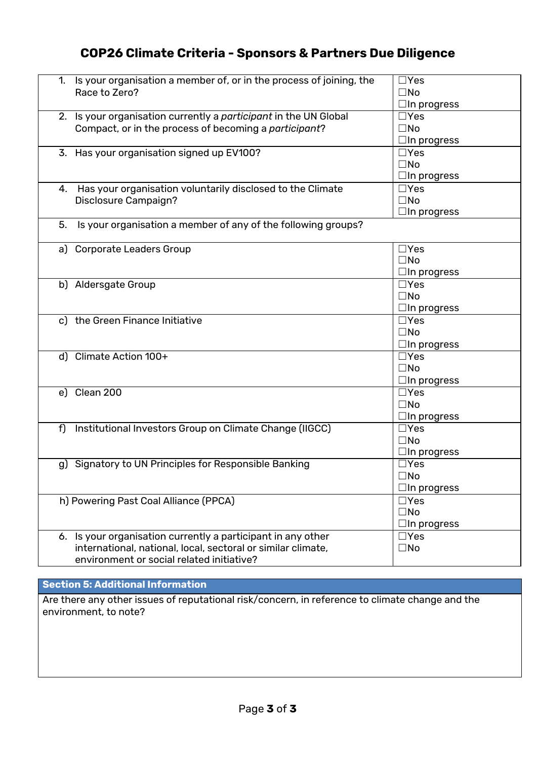# COP26 Climate Criteria - Sponsors & Partners Due Diligence

| | |
|---|---|
| 1. Is your organisation a member of, or in the process of joining, the Race to Zero? | ☐Yes<br>☐No<br>☐In progress |
| 2. Is your organisation currently a *participant* in the UN Global Compact, or in the process of becoming a *participant*? | ☐Yes<br>☐No<br>☐In progress |
| 3. Has your organisation signed up EV100? | ☐Yes<br>☐No<br>☐In progress |
| 4. Has your organisation voluntarily disclosed to the Climate Disclosure Campaign? | ☐Yes<br>☐No<br>☐In progress |
| 5. Is your organisation a member of any of the following groups? | |
| a) Corporate Leaders Group | ☐Yes<br>☐No<br>☐In progress |
| b) Aldersgate Group | ☐Yes<br>☐No<br>☐In progress |
| c) the Green Finance Initiative | ☐Yes<br>☐No<br>☐In progress |
| d) Climate Action 100+ | ☐Yes<br>☐No<br>☐In progress |
| e) Clean 200 | ☐Yes<br>☐No<br>☐In progress |
| f) Institutional Investors Group on Climate Change (IIGCC) | ☐Yes<br>☐No<br>☐In progress |
| g) Signatory to UN Principles for Responsible Banking | ☐Yes<br>☐No<br>☐In progress |
| h) Powering Past Coal Alliance (PPCA) | ☐Yes<br>☐No<br>☐In progress |
| 6. Is your organisation currently a participant in any other international, national, local, sectoral or similar climate, environment or social related initiative? | ☐Yes<br>☐No |

| Section 5: Additional Information |
|---|
| Are there any other issues of reputational risk/concern, in reference to climate change and the environment, to note? |